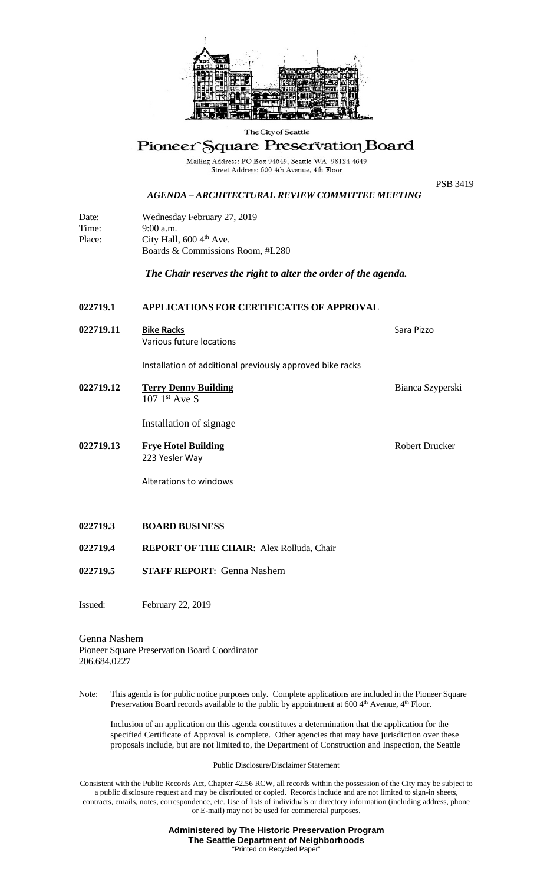The City of Seattle

# Pioneer Square Preservation Board

Mailing Address: PO Box 94649, Seattle WA 98124-4649
Street Address: 600 4th Avenue, 4th Floor

PSB 3419

## *AGENDA – ARCHITECTURAL REVIEW COMMITTEE MEETING*

Date: Wednesday February 27, 2019
Time: 9:00 a.m.
Place: City Hall, 600 4th Ave.
Boards & Commissions Room, #L280

***The Chair reserves the right to alter the order of the agenda.***

**022719.1 APPLICATIONS FOR CERTIFICATES OF APPROVAL**

**022719.11** **Bike Racks** — Sara Pizzo
Various future locations

Installation of additional previously approved bike racks

**022719.12** **Terry Denny Building** — Bianca Szyperski
107 1st Ave S

Installation of signage

**022719.13** **Frye Hotel Building** — Robert Drucker
223 Yesler Way

Alterations to windows

**022719.3 BOARD BUSINESS**

**022719.4 REPORT OF THE CHAIR**: Alex Rolluda, Chair

**022719.5 STAFF REPORT**: Genna Nashem

Issued: February 22, 2019

Genna Nashem
Pioneer Square Preservation Board Coordinator
206.684.0227

Note: This agenda is for public notice purposes only. Complete applications are included in the Pioneer Square Preservation Board records available to the public by appointment at 600 4th Avenue, 4th Floor.

Inclusion of an application on this agenda constitutes a determination that the application for the specified Certificate of Approval is complete. Other agencies that may have jurisdiction over these proposals include, but are not limited to, the Department of Construction and Inspection, the Seattle

Public Disclosure/Disclaimer Statement

Consistent with the Public Records Act, Chapter 42.56 RCW, all records within the possession of the City may be subject to a public disclosure request and may be distributed or copied. Records include and are not limited to sign-in sheets, contracts, emails, notes, correspondence, etc. Use of lists of individuals or directory information (including address, phone or E-mail) may not be used for commercial purposes.

**Administered by The Historic Preservation Program**
**The Seattle Department of Neighborhoods**
"Printed on Recycled Paper"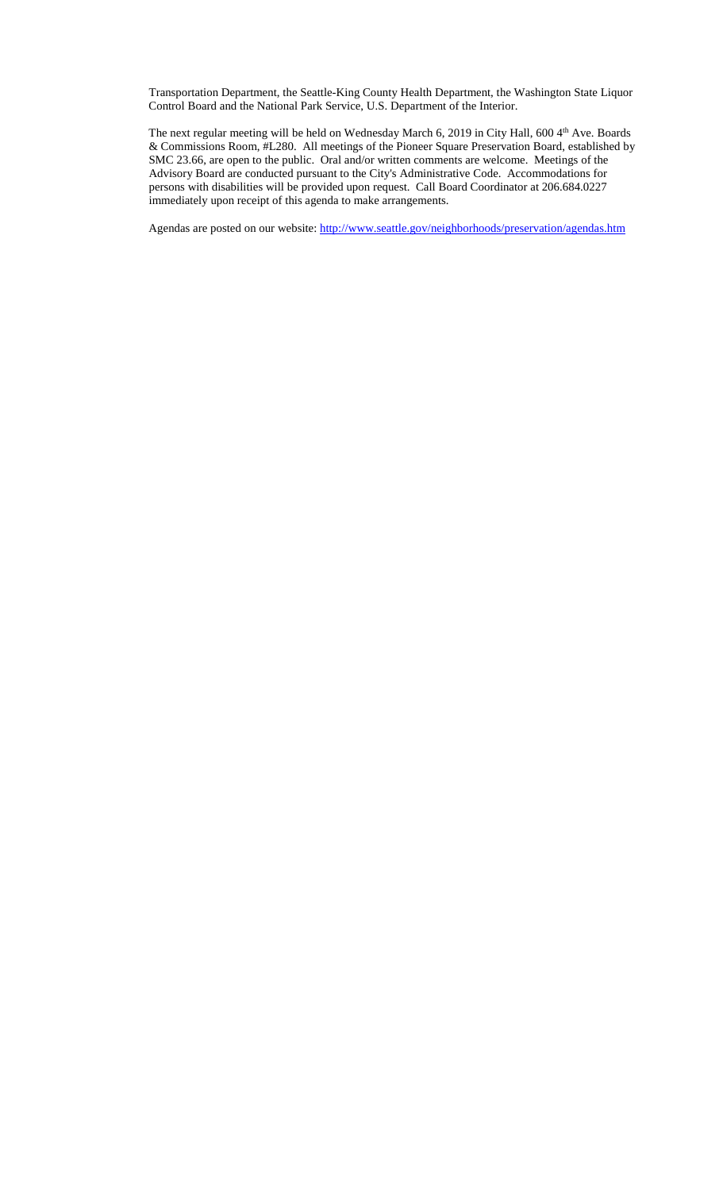Transportation Department, the Seattle-King County Health Department, the Washington State Liquor Control Board and the National Park Service, U.S. Department of the Interior.

The next regular meeting will be held on Wednesday March 6, 2019 in City Hall, 600 4th Ave. Boards & Commissions Room, #L280. All meetings of the Pioneer Square Preservation Board, established by SMC 23.66, are open to the public. Oral and/or written comments are welcome. Meetings of the Advisory Board are conducted pursuant to the City's Administrative Code. Accommodations for persons with disabilities will be provided upon request. Call Board Coordinator at 206.684.0227 immediately upon receipt of this agenda to make arrangements.

Agendas are posted on our website: http://www.seattle.gov/neighborhoods/preservation/agendas.htm